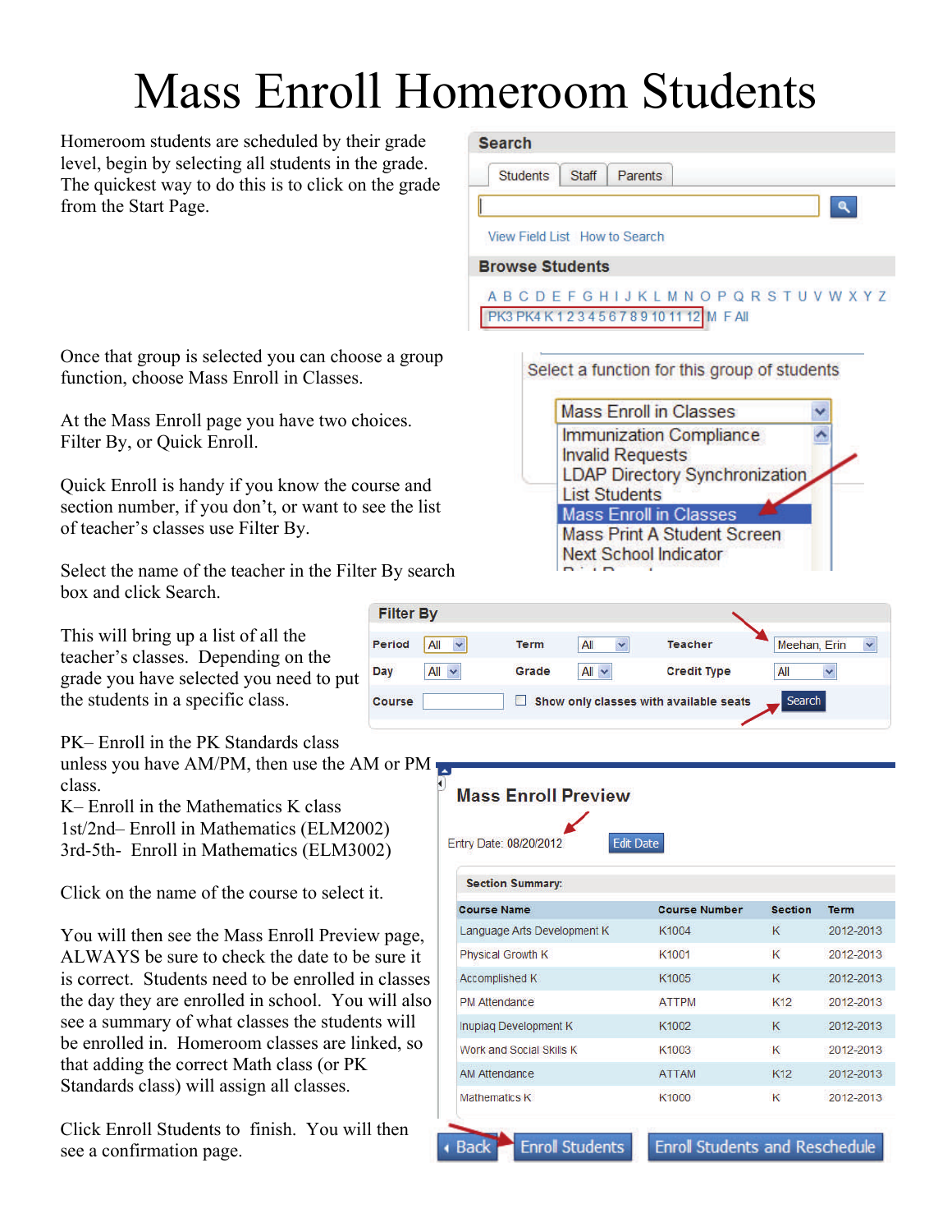# Mass Enroll Homeroom Students

Homeroom students are scheduled by their grade level, begin by selecting all students in the grade. The quickest way to do this is to click on the grade from the Start Page.

**Search**

Students | Staff | Parents

View Field List  How to Search

**Browse Students**

A B C D E F G H I J K L M N O P Q R S T U V W X Y Z
PK3 PK4 K 1 2 3 4 5 6 7 8 9 10 11 12 M F All

Once that group is selected you can choose a group function, choose Mass Enroll in Classes.

Select a function for this group of students

- Mass Enroll in Classes
- Immunization Compliance
- Invalid Requests
- LDAP Directory Synchronization
- List Students
- Mass Enroll in Classes
- Mass Print A Student Screen
- Next School Indicator

At the Mass Enroll page you have two choices. Filter By, or Quick Enroll.

Quick Enroll is handy if you know the course and section number, if you don't, or want to see the list of teacher's classes use Filter By.

Select the name of the teacher in the Filter By search box and click Search.

**Filter By**

| Period | All | Term | All | Teacher | Meehan, Erin |
|---|---|---|---|---|---|
| Day | All | Grade | All | Credit Type | All |
| Course | | Show only classes with available seats | | | Search |

This will bring up a list of all the teacher's classes. Depending on the grade you have selected you need to put the students in a specific class.

PK– Enroll in the PK Standards class unless you have AM/PM, then use the AM or PM class.
K– Enroll in the Mathematics K class
1st/2nd– Enroll in Mathematics (ELM2002)
3rd-5th- Enroll in Mathematics (ELM3002)

Click on the name of the course to select it.

You will then see the Mass Enroll Preview page, ALWAYS be sure to check the date to be sure it is correct. Students need to be enrolled in classes the day they are enrolled in school. You will also see a summary of what classes the students will be enrolled in. Homeroom classes are linked, so that adding the correct Math class (or PK Standards class) will assign all classes.

**Mass Enroll Preview**

Entry Date: 08/20/2012  Edit Date

**Section Summary:**

| Course Name | Course Number | Section | Term |
|---|---|---|---|
| Language Arts Development K | K1004 | K | 2012-2013 |
| Physical Growth K | K1001 | K | 2012-2013 |
| Accomplished K | K1005 | K | 2012-2013 |
| PM Attendance | ATTPM | K12 | 2012-2013 |
| Inupiaq Development K | K1002 | K | 2012-2013 |
| Work and Social Skills K | K1003 | K | 2012-2013 |
| AM Attendance | ATTAM | K12 | 2012-2013 |
| Mathematics K | K1000 | K | 2012-2013 |

Back | Enroll Students | Enroll Students and Reschedule

Click Enroll Students to finish. You will then see a confirmation page.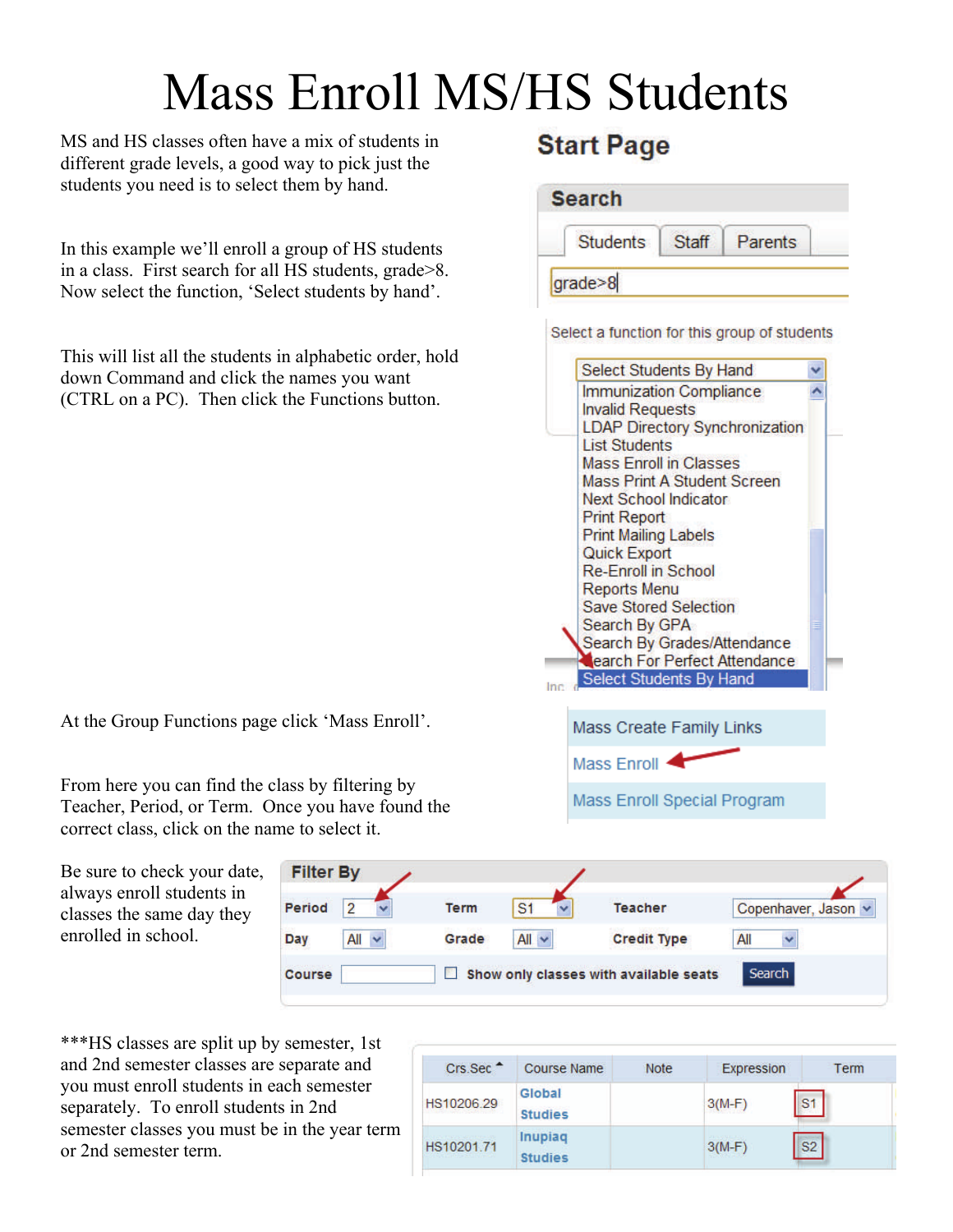# Mass Enroll MS/HS Students

MS and HS classes often have a mix of students in different grade levels, a good way to pick just the students you need is to select them by hand.

In this example we'll enroll a group of HS students in a class. First search for all HS students, grade>8. Now select the function, 'Select students by hand'.

This will list all the students in alphabetic order, hold down Command and click the names you want (CTRL on a PC). Then click the Functions button.

**Start Page**

**Search**

Students | Staff | Parents

grade>8

Select a function for this group of students

Select Students By Hand
- Immunization Compliance
- Invalid Requests
- LDAP Directory Synchronization
- List Students
- Mass Enroll in Classes
- Mass Print A Student Screen
- Next School Indicator
- Print Report
- Print Mailing Labels
- Quick Export
- Re-Enroll in School
- Reports Menu
- Save Stored Selection
- Search By GPA
- Search By Grades/Attendance
- Search For Perfect Attendance
- Select Students By Hand

At the Group Functions page click 'Mass Enroll'.

- Mass Create Family Links
- Mass Enroll
- Mass Enroll Special Program

From here you can find the class by filtering by Teacher, Period, or Term. Once you have found the correct class, click on the name to select it.

Be sure to check your date, always enroll students in classes the same day they enrolled in school.

**Filter By**

| | | | | | |
|---|---|---|---|---|---|
| Period | 2 | Term | S1 | Teacher | Copenhaver, Jason |
| Day | All | Grade | All | Credit Type | All |
| Course | | ☐ Show only classes with available seats | | | Search |

***HS classes are split up by semester, 1st and 2nd semester classes are separate and you must enroll students in each semester separately. To enroll students in 2nd semester classes you must be in the year term or 2nd semester term.

| Crs.Sec | Course Name | Note | Expression | Term |
|---|---|---|---|---|
| HS10206.29 | Global Studies | | 3(M-F) | S1 |
| HS10201.71 | Inupiaq Studies | | 3(M-F) | S2 |